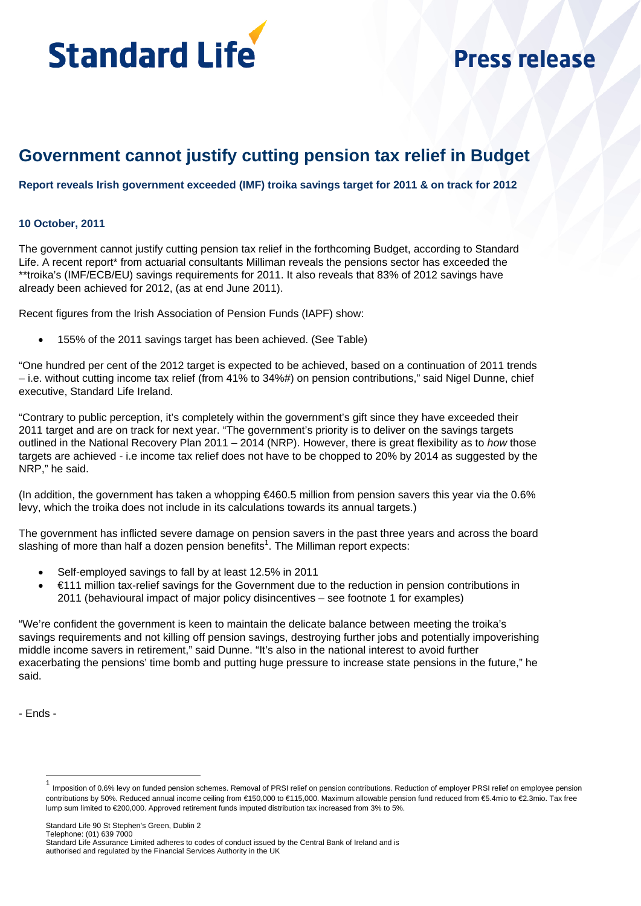Standard Life

Press release

# Government cannot justify cutting pension tax relief in Budget

**Report reveals Irish government exceeded (IMF) troika savings target for 2011 & on track for 2012**

**10 October, 2011**

The government cannot justify cutting pension tax relief in the forthcoming Budget, according to Standard Life. A recent report* from actuarial consultants Milliman reveals the pensions sector has exceeded the **troika's (IMF/ECB/EU) savings requirements for 2011. It also reveals that 83% of 2012 savings have already been achieved for 2012, (as at end June 2011).

Recent figures from the Irish Association of Pension Funds (IAPF) show:

- 155% of the 2011 savings target has been achieved. (See Table)

"One hundred per cent of the 2012 target is expected to be achieved, based on a continuation of 2011 trends – i.e. without cutting income tax relief (from 41% to 34%#) on pension contributions," said Nigel Dunne, chief executive, Standard Life Ireland.

"Contrary to public perception, it's completely within the government's gift since they have exceeded their 2011 target and are on track for next year. "The government's priority is to deliver on the savings targets outlined in the National Recovery Plan 2011 – 2014 (NRP). However, there is great flexibility as to *how* those targets are achieved - i.e income tax relief does not have to be chopped to 20% by 2014 as suggested by the NRP," he said.

(In addition, the government has taken a whopping €460.5 million from pension savers this year via the 0.6% levy, which the troika does not include in its calculations towards its annual targets.)

The government has inflicted severe damage on pension savers in the past three years and across the board slashing of more than half a dozen pension benefits[1]. The Milliman report expects:

- Self-employed savings to fall by at least 12.5% in 2011
- €111 million tax-relief savings for the Government due to the reduction in pension contributions in 2011 (behavioural impact of major policy disincentives – see footnote 1 for examples)

"We're confident the government is keen to maintain the delicate balance between meeting the troika's savings requirements and not killing off pension savings, destroying further jobs and potentially impoverishing middle income savers in retirement," said Dunne. "It's also in the national interest to avoid further exacerbating the pensions' time bomb and putting huge pressure to increase state pensions in the future," he said.

- Ends -

[1] Imposition of 0.6% levy on funded pension schemes. Removal of PRSI relief on pension contributions. Reduction of employer PRSI relief on employee pension contributions by 50%. Reduced annual income ceiling from €150,000 to €115,000. Maximum allowable pension fund reduced from €5.4mio to €2.3mio. Tax free lump sum limited to €200,000. Approved retirement funds imputed distribution tax increased from 3% to 5%.

Standard Life 90 St Stephen's Green, Dublin 2
Telephone: (01) 639 7000
Standard Life Assurance Limited adheres to codes of conduct issued by the Central Bank of Ireland and is authorised and regulated by the Financial Services Authority in the UK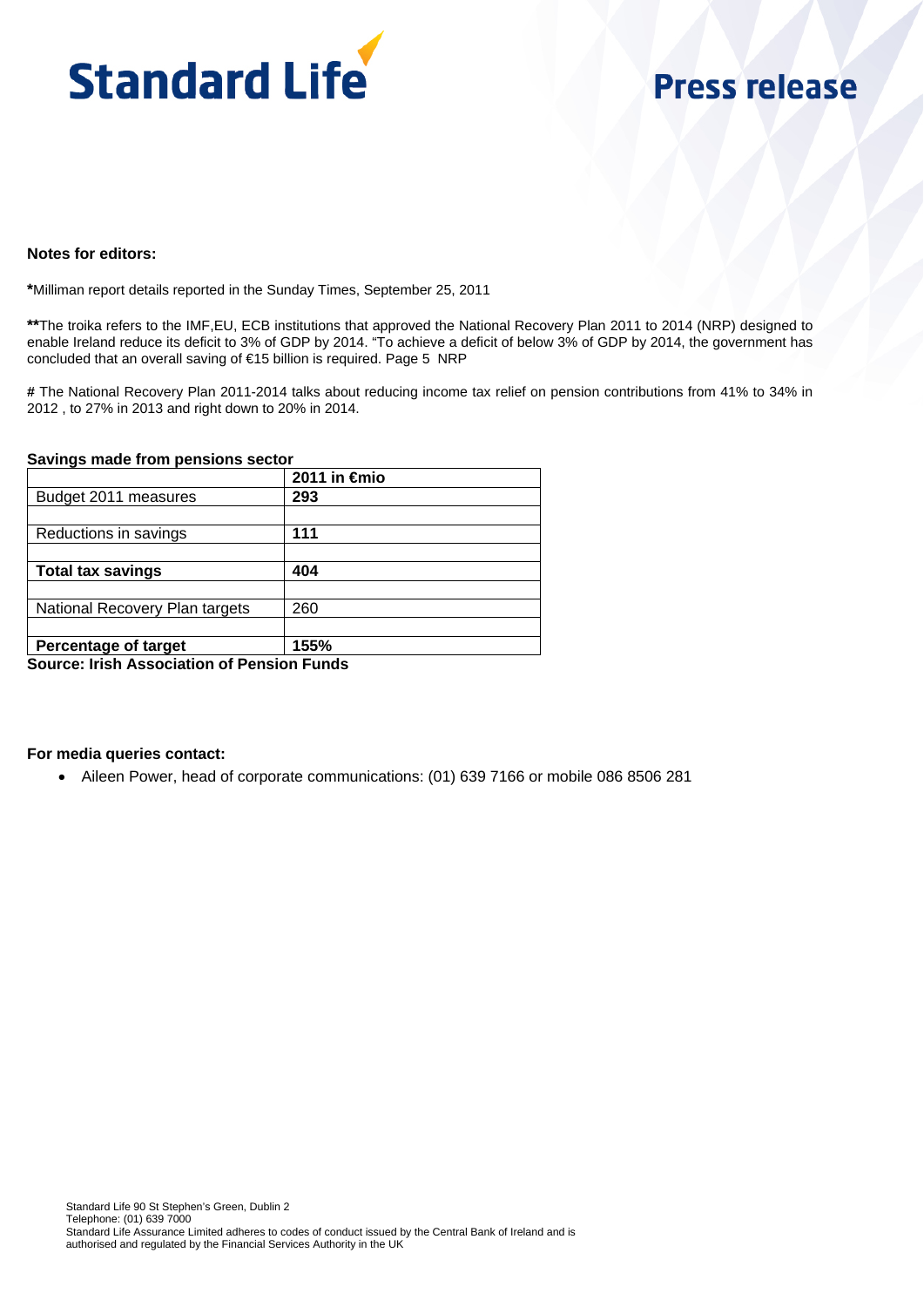# Standard Life

# Press release

**Notes for editors:**

***** Milliman report details reported in the Sunday Times, September 25, 2011

****** The troika refers to the IMF,EU, ECB institutions that approved the National Recovery Plan 2011 to 2014 (NRP) designed to enable Ireland reduce its deficit to 3% of GDP by 2014. "To achieve a deficit of below 3% of GDP by 2014, the government has concluded that an overall saving of €15 billion is required. Page 5  NRP

**#** The National Recovery Plan 2011-2014 talks about reducing income tax relief on pension contributions from 41% to 34% in 2012 , to 27% in 2013 and right down to 20% in 2014.

**Savings made from pensions sector**

| | **2011 in €mio** |
|---|---|
| Budget 2011 measures | **293** |
| | |
| Reductions in savings | **111** |
| | |
| **Total tax savings** | **404** |
| | |
| National Recovery Plan targets | 260 |
| | |
| **Percentage of target** | **155%** |

**Source: Irish Association of Pension Funds**

**For media queries contact:**

- Aileen Power, head of corporate communications: (01) 639 7166 or mobile 086 8506 281

Standard Life 90 St Stephen's Green, Dublin 2
Telephone: (01) 639 7000
Standard Life Assurance Limited adheres to codes of conduct issued by the Central Bank of Ireland and is authorised and regulated by the Financial Services Authority in the UK